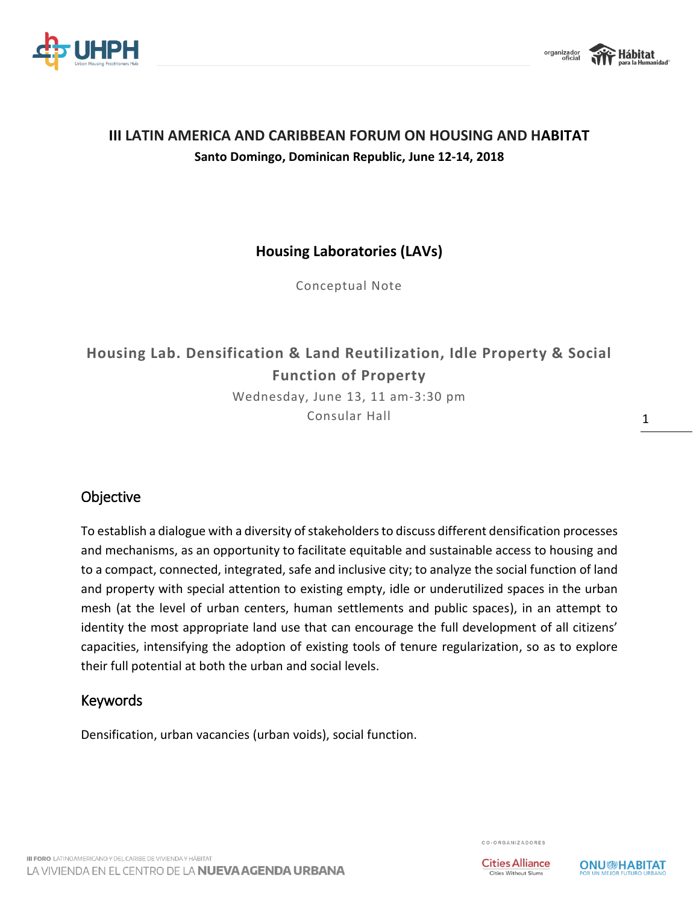# III LATIN AMERICA AND CARIBBEAN FORUM ON HOUSING AND HABITAT

**Santo Domingo, Dominican Republic, June 12-14, 2018**

## Housing Laboratories (LAVs)

Conceptual Note

## Housing Lab. Densification & Land Reutilization, Idle Property & Social Function of Property

Wednesday, June 13, 11 am-3:30 pm

Consular Hall

### Objective

To establish a dialogue with a diversity of stakeholders to discuss different densification processes and mechanisms, as an opportunity to facilitate equitable and sustainable access to housing and to a compact, connected, integrated, safe and inclusive city; to analyze the social function of land and property with special attention to existing empty, idle or underutilized spaces in the urban mesh (at the level of urban centers, human settlements and public spaces), in an attempt to identity the most appropriate land use that can encourage the full development of all citizens' capacities, intensifying the adoption of existing tools of tenure regularization, so as to explore their full potential at both the urban and social levels.

### Keywords

Densification, urban vacancies (urban voids), social function.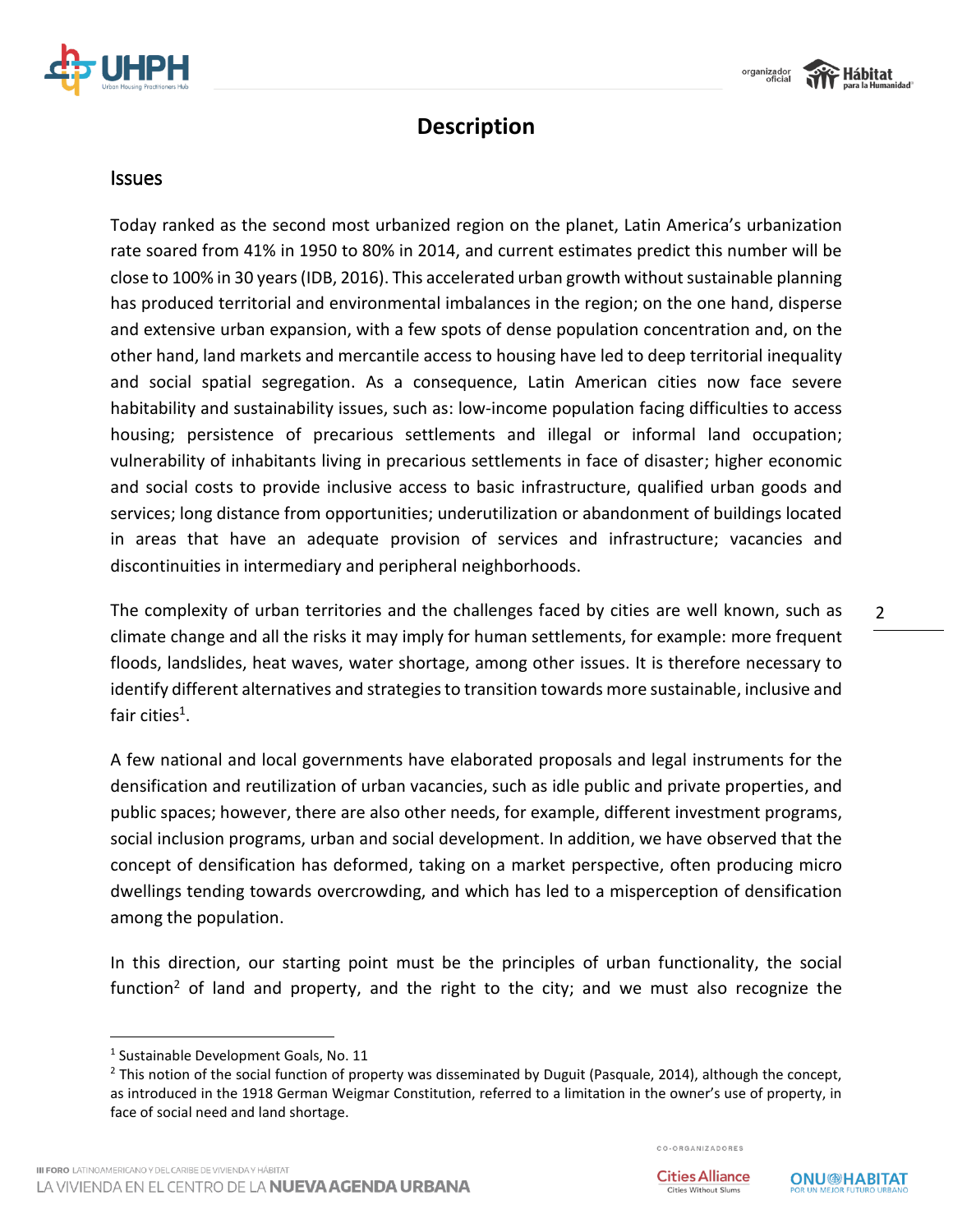# Description

## Issues

Today ranked as the second most urbanized region on the planet, Latin America's urbanization rate soared from 41% in 1950 to 80% in 2014, and current estimates predict this number will be close to 100% in 30 years (IDB, 2016). This accelerated urban growth without sustainable planning has produced territorial and environmental imbalances in the region; on the one hand, disperse and extensive urban expansion, with a few spots of dense population concentration and, on the other hand, land markets and mercantile access to housing have led to deep territorial inequality and social spatial segregation. As a consequence, Latin American cities now face severe habitability and sustainability issues, such as: low-income population facing difficulties to access housing; persistence of precarious settlements and illegal or informal land occupation; vulnerability of inhabitants living in precarious settlements in face of disaster; higher economic and social costs to provide inclusive access to basic infrastructure, qualified urban goods and services; long distance from opportunities; underutilization or abandonment of buildings located in areas that have an adequate provision of services and infrastructure; vacancies and discontinuities in intermediary and peripheral neighborhoods.

The complexity of urban territories and the challenges faced by cities are well known, such as climate change and all the risks it may imply for human settlements, for example: more frequent floods, landslides, heat waves, water shortage, among other issues. It is therefore necessary to identify different alternatives and strategies to transition towards more sustainable, inclusive and fair cities[1].

A few national and local governments have elaborated proposals and legal instruments for the densification and reutilization of urban vacancies, such as idle public and private properties, and public spaces; however, there are also other needs, for example, different investment programs, social inclusion programs, urban and social development. In addition, we have observed that the concept of densification has deformed, taking on a market perspective, often producing micro dwellings tending towards overcrowding, and which has led to a misperception of densification among the population.

In this direction, our starting point must be the principles of urban functionality, the social function[2] of land and property, and the right to the city; and we must also recognize the

---

[1] Sustainable Development Goals, No. 11

[2] This notion of the social function of property was disseminated by Duguit (Pasquale, 2014), although the concept, as introduced in the 1918 German Weigmar Constitution, referred to a limitation in the owner's use of property, in face of social need and land shortage.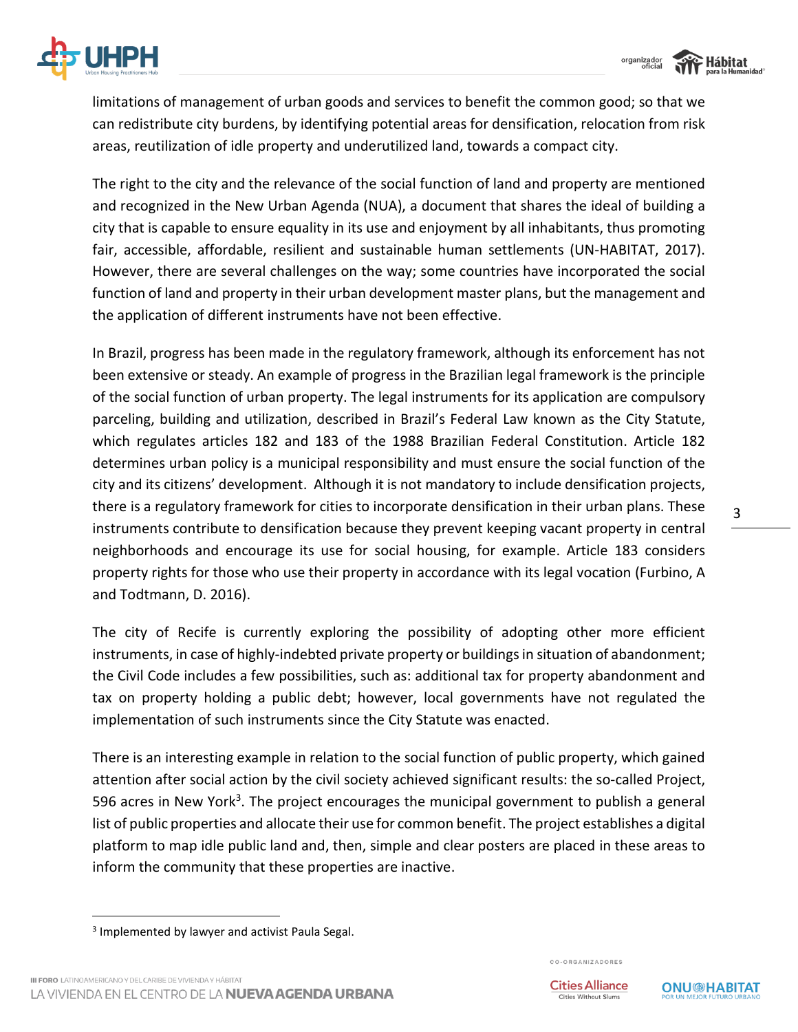limitations of management of urban goods and services to benefit the common good; so that we can redistribute city burdens, by identifying potential areas for densification, relocation from risk areas, reutilization of idle property and underutilized land, towards a compact city.

The right to the city and the relevance of the social function of land and property are mentioned and recognized in the New Urban Agenda (NUA), a document that shares the ideal of building a city that is capable to ensure equality in its use and enjoyment by all inhabitants, thus promoting fair, accessible, affordable, resilient and sustainable human settlements (UN-HABITAT, 2017). However, there are several challenges on the way; some countries have incorporated the social function of land and property in their urban development master plans, but the management and the application of different instruments have not been effective.

In Brazil, progress has been made in the regulatory framework, although its enforcement has not been extensive or steady. An example of progress in the Brazilian legal framework is the principle of the social function of urban property. The legal instruments for its application are compulsory parceling, building and utilization, described in Brazil's Federal Law known as the City Statute, which regulates articles 182 and 183 of the 1988 Brazilian Federal Constitution. Article 182 determines urban policy is a municipal responsibility and must ensure the social function of the city and its citizens' development. Although it is not mandatory to include densification projects, there is a regulatory framework for cities to incorporate densification in their urban plans. These instruments contribute to densification because they prevent keeping vacant property in central neighborhoods and encourage its use for social housing, for example. Article 183 considers property rights for those who use their property in accordance with its legal vocation (Furbino, A and Todtmann, D. 2016).

The city of Recife is currently exploring the possibility of adopting other more efficient instruments, in case of highly-indebted private property or buildings in situation of abandonment; the Civil Code includes a few possibilities, such as: additional tax for property abandonment and tax on property holding a public debt; however, local governments have not regulated the implementation of such instruments since the City Statute was enacted.

There is an interesting example in relation to the social function of public property, which gained attention after social action by the civil society achieved significant results: the so-called Project, 596 acres in New York[3]. The project encourages the municipal government to publish a general list of public properties and allocate their use for common benefit. The project establishes a digital platform to map idle public land and, then, simple and clear posters are placed in these areas to inform the community that these properties are inactive.

---

[3] Implemented by lawyer and activist Paula Segal.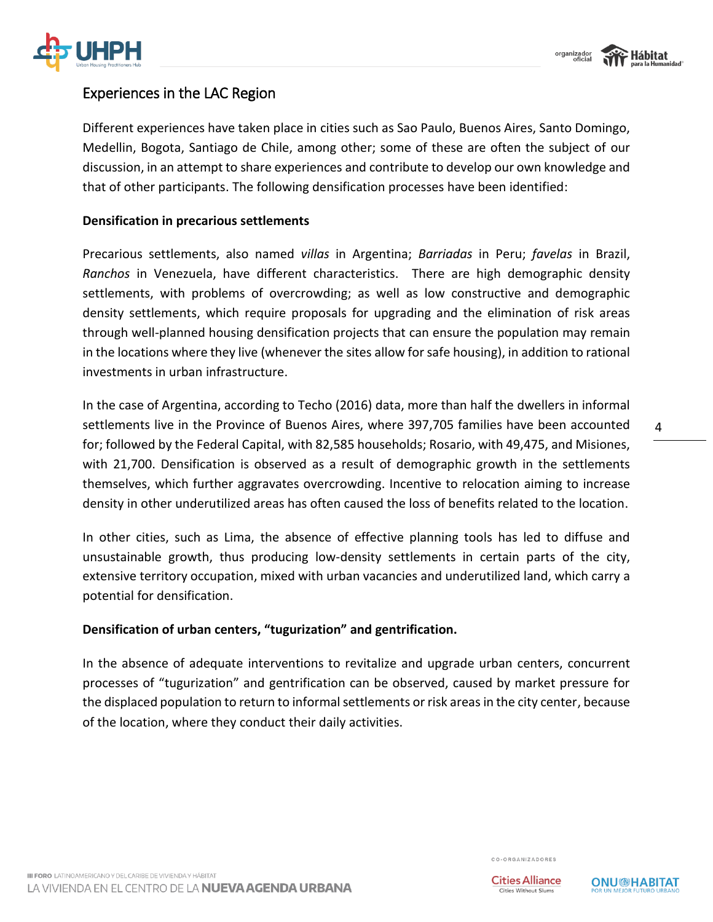## Experiences in the LAC Region

Different experiences have taken place in cities such as Sao Paulo, Buenos Aires, Santo Domingo, Medellin, Bogota, Santiago de Chile, among other; some of these are often the subject of our discussion, in an attempt to share experiences and contribute to develop our own knowledge and that of other participants. The following densification processes have been identified:

**Densification in precarious settlements**

Precarious settlements, also named *villas* in Argentina; *Barriadas* in Peru; *favelas* in Brazil, *Ranchos* in Venezuela, have different characteristics. There are high demographic density settlements, with problems of overcrowding; as well as low constructive and demographic density settlements, which require proposals for upgrading and the elimination of risk areas through well-planned housing densification projects that can ensure the population may remain in the locations where they live (whenever the sites allow for safe housing), in addition to rational investments in urban infrastructure.

In the case of Argentina, according to Techo (2016) data, more than half the dwellers in informal settlements live in the Province of Buenos Aires, where 397,705 families have been accounted for; followed by the Federal Capital, with 82,585 households; Rosario, with 49,475, and Misiones, with 21,700. Densification is observed as a result of demographic growth in the settlements themselves, which further aggravates overcrowding. Incentive to relocation aiming to increase density in other underutilized areas has often caused the loss of benefits related to the location.

In other cities, such as Lima, the absence of effective planning tools has led to diffuse and unsustainable growth, thus producing low-density settlements in certain parts of the city, extensive territory occupation, mixed with urban vacancies and underutilized land, which carry a potential for densification.

**Densification of urban centers, "tugurization" and gentrification.**

In the absence of adequate interventions to revitalize and upgrade urban centers, concurrent processes of "tugurization" and gentrification can be observed, caused by market pressure for the displaced population to return to informal settlements or risk areas in the city center, because of the location, where they conduct their daily activities.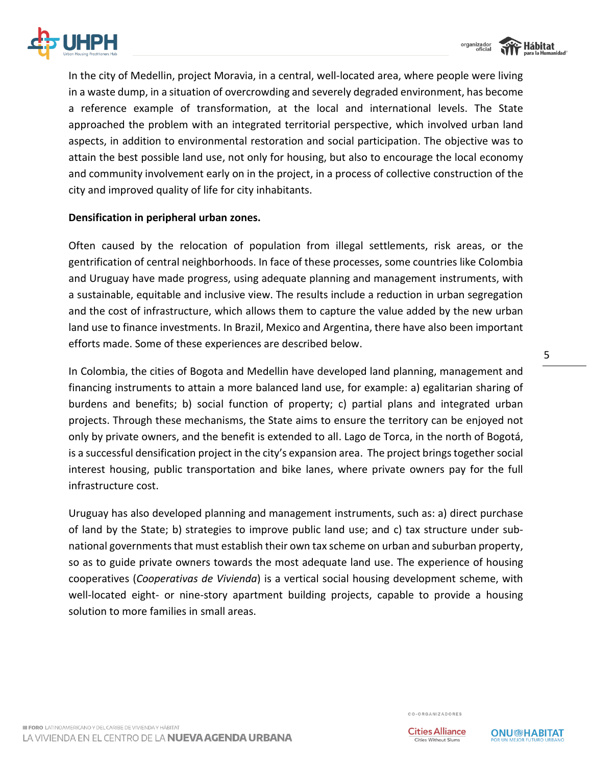In the city of Medellin, project Moravia, in a central, well-located area, where people were living in a waste dump, in a situation of overcrowding and severely degraded environment, has become a reference example of transformation, at the local and international levels. The State approached the problem with an integrated territorial perspective, which involved urban land aspects, in addition to environmental restoration and social participation. The objective was to attain the best possible land use, not only for housing, but also to encourage the local economy and community involvement early on in the project, in a process of collective construction of the city and improved quality of life for city inhabitants.

**Densification in peripheral urban zones.**

Often caused by the relocation of population from illegal settlements, risk areas, or the gentrification of central neighborhoods. In face of these processes, some countries like Colombia and Uruguay have made progress, using adequate planning and management instruments, with a sustainable, equitable and inclusive view. The results include a reduction in urban segregation and the cost of infrastructure, which allows them to capture the value added by the new urban land use to finance investments. In Brazil, Mexico and Argentina, there have also been important efforts made. Some of these experiences are described below.

In Colombia, the cities of Bogota and Medellin have developed land planning, management and financing instruments to attain a more balanced land use, for example: a) egalitarian sharing of burdens and benefits; b) social function of property; c) partial plans and integrated urban projects. Through these mechanisms, the State aims to ensure the territory can be enjoyed not only by private owners, and the benefit is extended to all. Lago de Torca, in the north of Bogotá, is a successful densification project in the city's expansion area. The project brings together social interest housing, public transportation and bike lanes, where private owners pay for the full infrastructure cost.

Uruguay has also developed planning and management instruments, such as: a) direct purchase of land by the State; b) strategies to improve public land use; and c) tax structure under sub-national governments that must establish their own tax scheme on urban and suburban property, so as to guide private owners towards the most adequate land use. The experience of housing cooperatives (*Cooperativas de Vivienda*) is a vertical social housing development scheme, with well-located eight- or nine-story apartment building projects, capable to provide a housing solution to more families in small areas.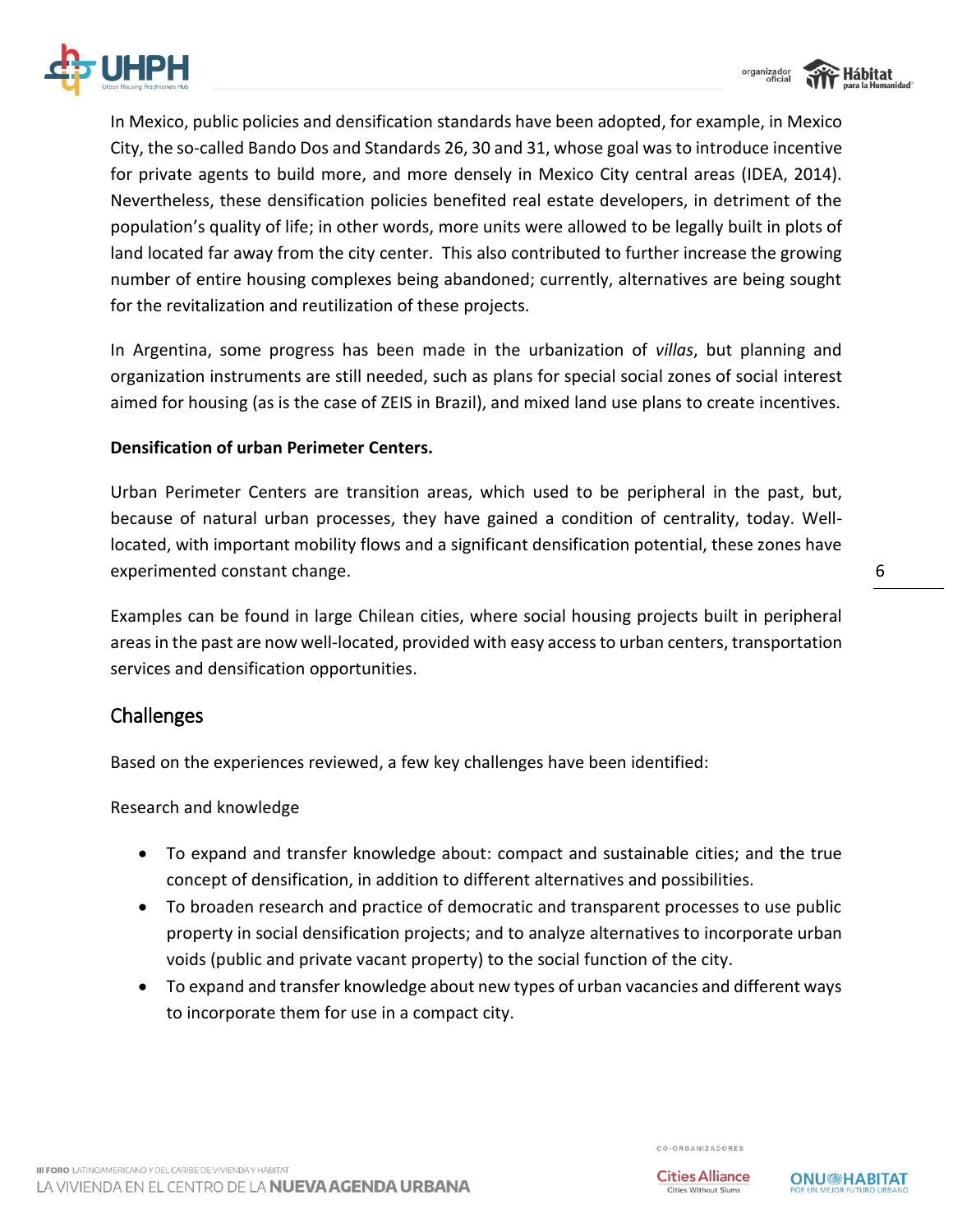In Mexico, public policies and densification standards have been adopted, for example, in Mexico City, the so-called Bando Dos and Standards 26, 30 and 31, whose goal was to introduce incentive for private agents to build more, and more densely in Mexico City central areas (IDEA, 2014). Nevertheless, these densification policies benefited real estate developers, in detriment of the population's quality of life; in other words, more units were allowed to be legally built in plots of land located far away from the city center. This also contributed to further increase the growing number of entire housing complexes being abandoned; currently, alternatives are being sought for the revitalization and reutilization of these projects.

In Argentina, some progress has been made in the urbanization of *villas*, but planning and organization instruments are still needed, such as plans for special social zones of social interest aimed for housing (as is the case of ZEIS in Brazil), and mixed land use plans to create incentives.

**Densification of urban Perimeter Centers.**

Urban Perimeter Centers are transition areas, which used to be peripheral in the past, but, because of natural urban processes, they have gained a condition of centrality, today. Well-located, with important mobility flows and a significant densification potential, these zones have experimented constant change.

Examples can be found in large Chilean cities, where social housing projects built in peripheral areas in the past are now well-located, provided with easy access to urban centers, transportation services and densification opportunities.

## Challenges

Based on the experiences reviewed, a few key challenges have been identified:

Research and knowledge

- To expand and transfer knowledge about: compact and sustainable cities; and the true concept of densification, in addition to different alternatives and possibilities.
- To broaden research and practice of democratic and transparent processes to use public property in social densification projects; and to analyze alternatives to incorporate urban voids (public and private vacant property) to the social function of the city.
- To expand and transfer knowledge about new types of urban vacancies and different ways to incorporate them for use in a compact city.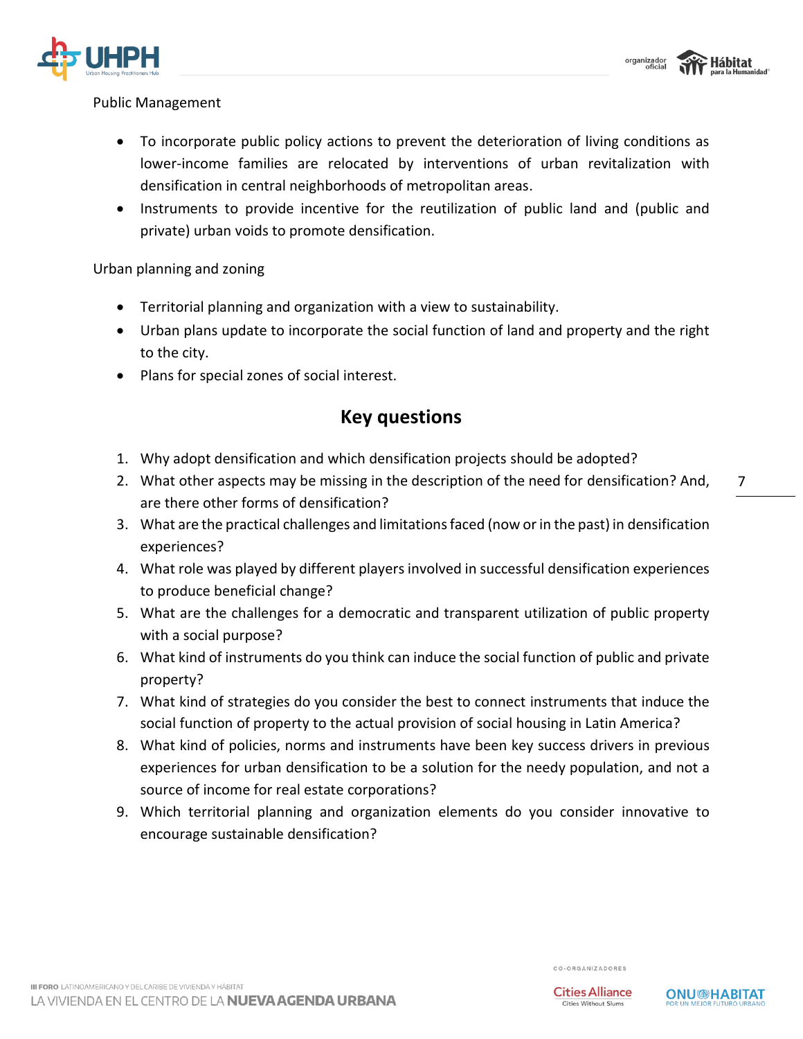Public Management

- To incorporate public policy actions to prevent the deterioration of living conditions as lower-income families are relocated by interventions of urban revitalization with densification in central neighborhoods of metropolitan areas.
- Instruments to provide incentive for the reutilization of public land and (public and private) urban voids to promote densification.

Urban planning and zoning

- Territorial planning and organization with a view to sustainability.
- Urban plans update to incorporate the social function of land and property and the right to the city.
- Plans for special zones of social interest.

## Key questions

1. Why adopt densification and which densification projects should be adopted?
2. What other aspects may be missing in the description of the need for densification? And, are there other forms of densification?
3. What are the practical challenges and limitations faced (now or in the past) in densification experiences?
4. What role was played by different players involved in successful densification experiences to produce beneficial change?
5. What are the challenges for a democratic and transparent utilization of public property with a social purpose?
6. What kind of instruments do you think can induce the social function of public and private property?
7. What kind of strategies do you consider the best to connect instruments that induce the social function of property to the actual provision of social housing in Latin America?
8. What kind of policies, norms and instruments have been key success drivers in previous experiences for urban densification to be a solution for the needy population, and not a source of income for real estate corporations?
9. Which territorial planning and organization elements do you consider innovative to encourage sustainable densification?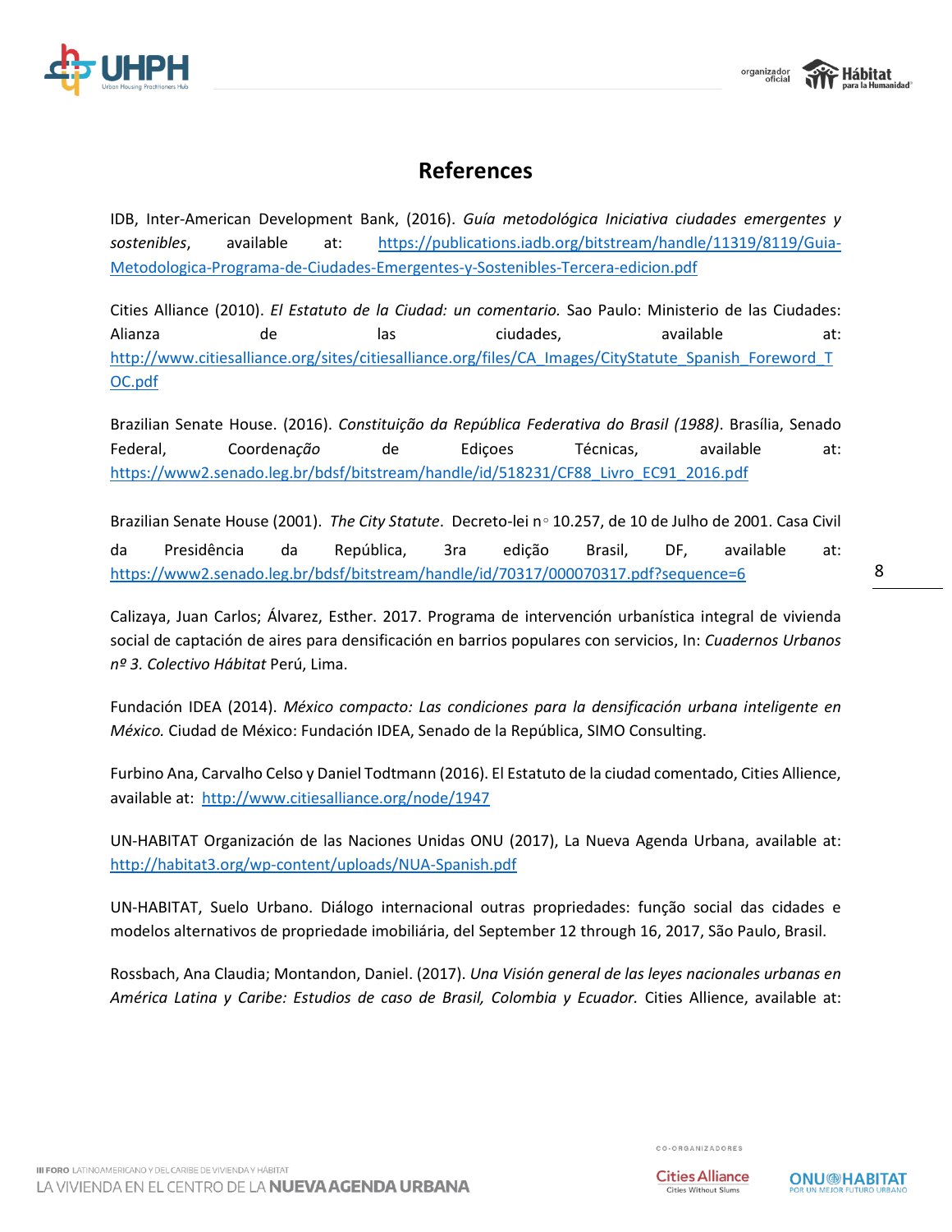## References

IDB, Inter-American Development Bank, (2016). *Guía metodológica Iniciativa ciudades emergentes y sostenibles*, available at: https://publications.iadb.org/bitstream/handle/11319/8119/Guia-Metodologica-Programa-de-Ciudades-Emergentes-y-Sostenibles-Tercera-edicion.pdf

Cities Alliance (2010). *El Estatuto de la Ciudad: un comentario.* Sao Paulo: Ministerio de las Ciudades: Alianza de las ciudades, available at: http://www.citiesalliance.org/sites/citiesalliance.org/files/CA_Images/CityStatute_Spanish_Foreword_TOC.pdf

Brazilian Senate House. (2016). *Constituição da República Federativa do Brasil (1988)*. Brasília, Senado Federal, Coordena*ção* de Ediçoes Técnicas, available at: https://www2.senado.leg.br/bdsf/bitstream/handle/id/518231/CF88_Livro_EC91_2016.pdf

Brazilian Senate House (2001). *The City Statute*. Decreto-lei n◦ 10.257, de 10 de Julho de 2001. Casa Civil da Presidência da República, 3ra edição Brasil, DF, available at: https://www2.senado.leg.br/bdsf/bitstream/handle/id/70317/000070317.pdf?sequence=6

Calizaya, Juan Carlos; Álvarez, Esther. 2017. Programa de intervención urbanística integral de vivienda social de captación de aires para densificación en barrios populares con servicios, In: *Cuadernos Urbanos nº 3. Colectivo Hábitat* Perú, Lima.

Fundación IDEA (2014). *México compacto: Las condiciones para la densificación urbana inteligente en México.* Ciudad de México: Fundación IDEA, Senado de la República, SIMO Consulting.

Furbino Ana, Carvalho Celso y Daniel Todtmann (2016). El Estatuto de la ciudad comentado, Cities Allience, available at: http://www.citiesalliance.org/node/1947

UN-HABITAT Organización de las Naciones Unidas ONU (2017), La Nueva Agenda Urbana, available at: http://habitat3.org/wp-content/uploads/NUA-Spanish.pdf

UN-HABITAT, Suelo Urbano. Diálogo internacional outras propriedades: função social das cidades e modelos alternativos de propriedade imobiliária, del September 12 through 16, 2017, São Paulo, Brasil.

Rossbach, Ana Claudia; Montandon, Daniel. (2017). *Una Visión general de las leyes nacionales urbanas en América Latina y Caribe: Estudios de caso de Brasil, Colombia y Ecuador.* Cities Allience, available at: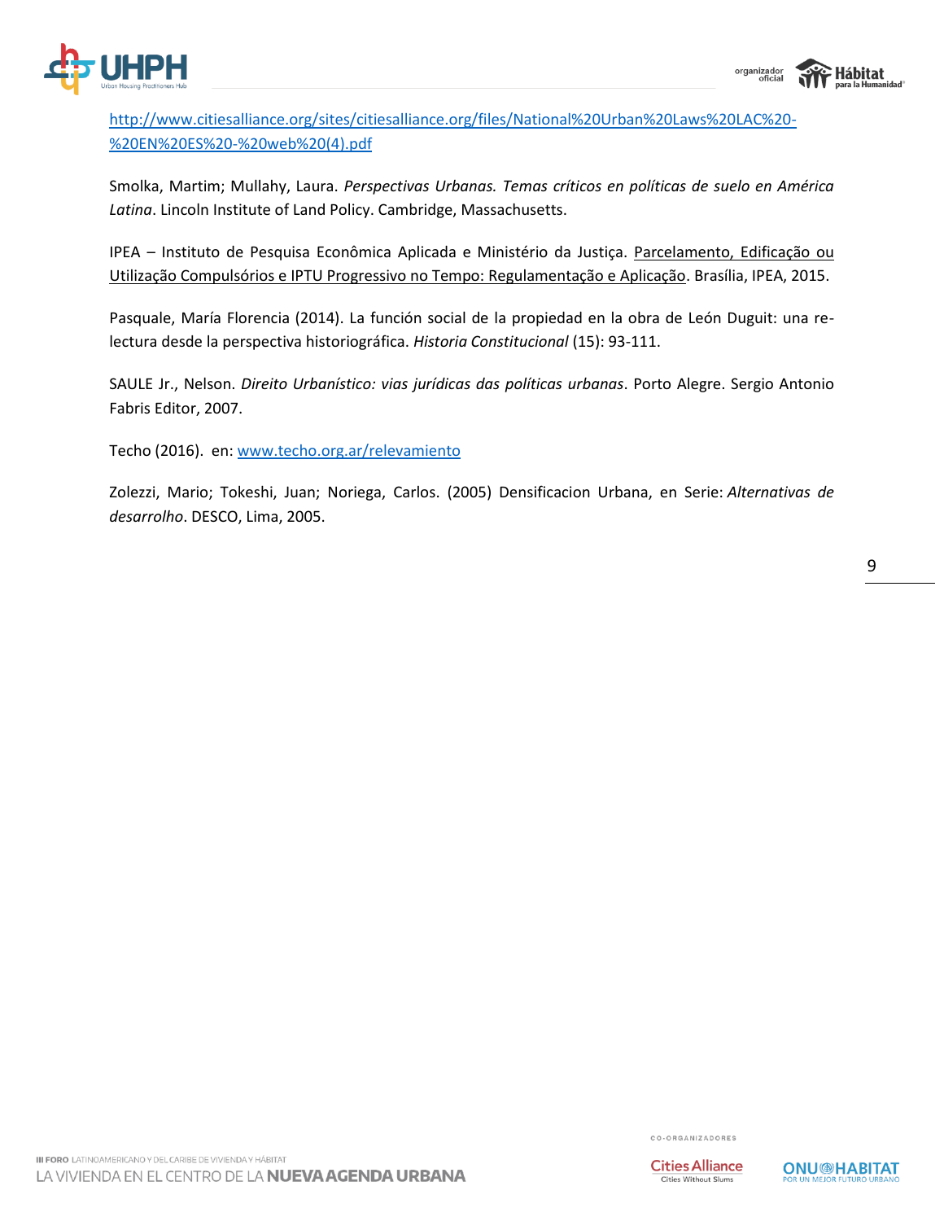http://www.citiesalliance.org/sites/citiesalliance.org/files/National%20Urban%20Laws%20LAC%20-%20EN%20ES%20-%20web%20(4).pdf

Smolka, Martim; Mullahy, Laura. *Perspectivas Urbanas. Temas críticos en políticas de suelo en América Latina*. Lincoln Institute of Land Policy. Cambridge, Massachusetts.

IPEA – Instituto de Pesquisa Econômica Aplicada e Ministério da Justiça. Parcelamento, Edificação ou Utilização Compulsórios e IPTU Progressivo no Tempo: Regulamentação e Aplicação. Brasília, IPEA, 2015.

Pasquale, María Florencia (2014). La función social de la propiedad en la obra de León Duguit: una re-lectura desde la perspectiva historiográfica. *Historia Constitucional* (15): 93-111.

SAULE Jr., Nelson. *Direito Urbanístico: vias jurídicas das políticas urbanas*. Porto Alegre. Sergio Antonio Fabris Editor, 2007.

Techo (2016). en: www.techo.org.ar/relevamiento

Zolezzi, Mario; Tokeshi, Juan; Noriega, Carlos. (2005) Densificacion Urbana, en Serie: *Alternativas de desarrolho*. DESCO, Lima, 2005.